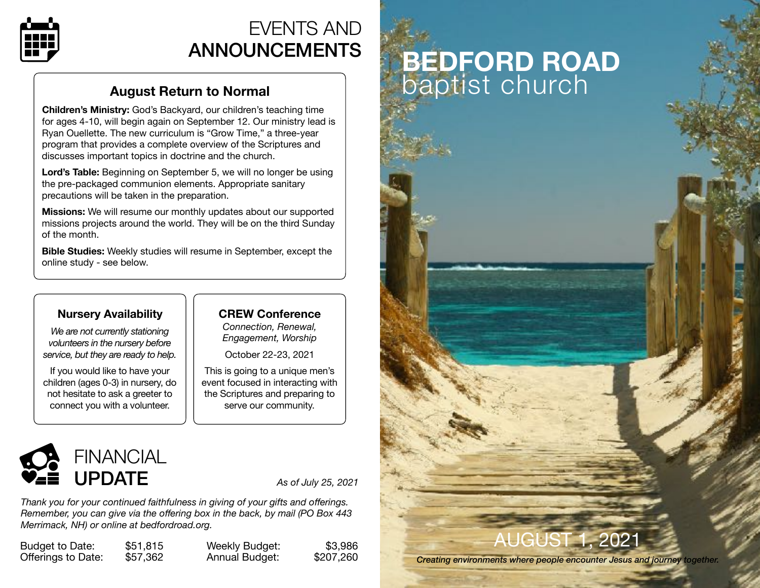# EVENTS AND ANNOUNCEMENTS

## August Return to Normal

**Children's Ministry:** God's Backyard, our children's teaching time for ages 4-10, will begin again on September 12. Our ministry lead is Ryan Ouellette. The new curriculum is "Grow Time," a three-year program that provides a complete overview of the Scriptures and discusses important topics in doctrine and the church.

**Lord's Table:** Beginning on September 5, we will no longer be using the pre-packaged communion elements. Appropriate sanitary precautions will be taken in the preparation.

**Missions:** We will resume our monthly updates about our supported missions projects around the world. They will be on the third Sunday of the month.

**Bible Studies:** Weekly studies will resume in September, except the online study - see below.

## Nursery Availability

*We are not currently stationing volunteers in the nursery before service, but they are ready to help.*

If you would like to have your children (ages 0-3) in nursery, do not hesitate to ask a greeter to connect you with a volunteer.

## CREW Conference

*Connection, Renewal, Engagement, Worship*

October 22-23, 2021

This is going to a unique men's event focused in interacting with the Scriptures and preparing to serve our community.

# FINANCIAL UPDATE

*As of July 25, 2021*

*Thank you for your continued faithfulness in giving of your gifts and offerings. Remember, you can give via the offering box in the back, by mail (PO Box 443 Merrimack, NH) or online at bedfordroad.org.*

| | | | |
|---|---|---|---|
| Budget to Date: | $51,815 | Weekly Budget: | $3,986 |
| Offerings to Date: | $57,362 | Annual Budget: | $207,260 |

# BEDFORD ROAD baptist church

AUGUST 1, 2021

*Creating environments where people encounter Jesus and journey together.*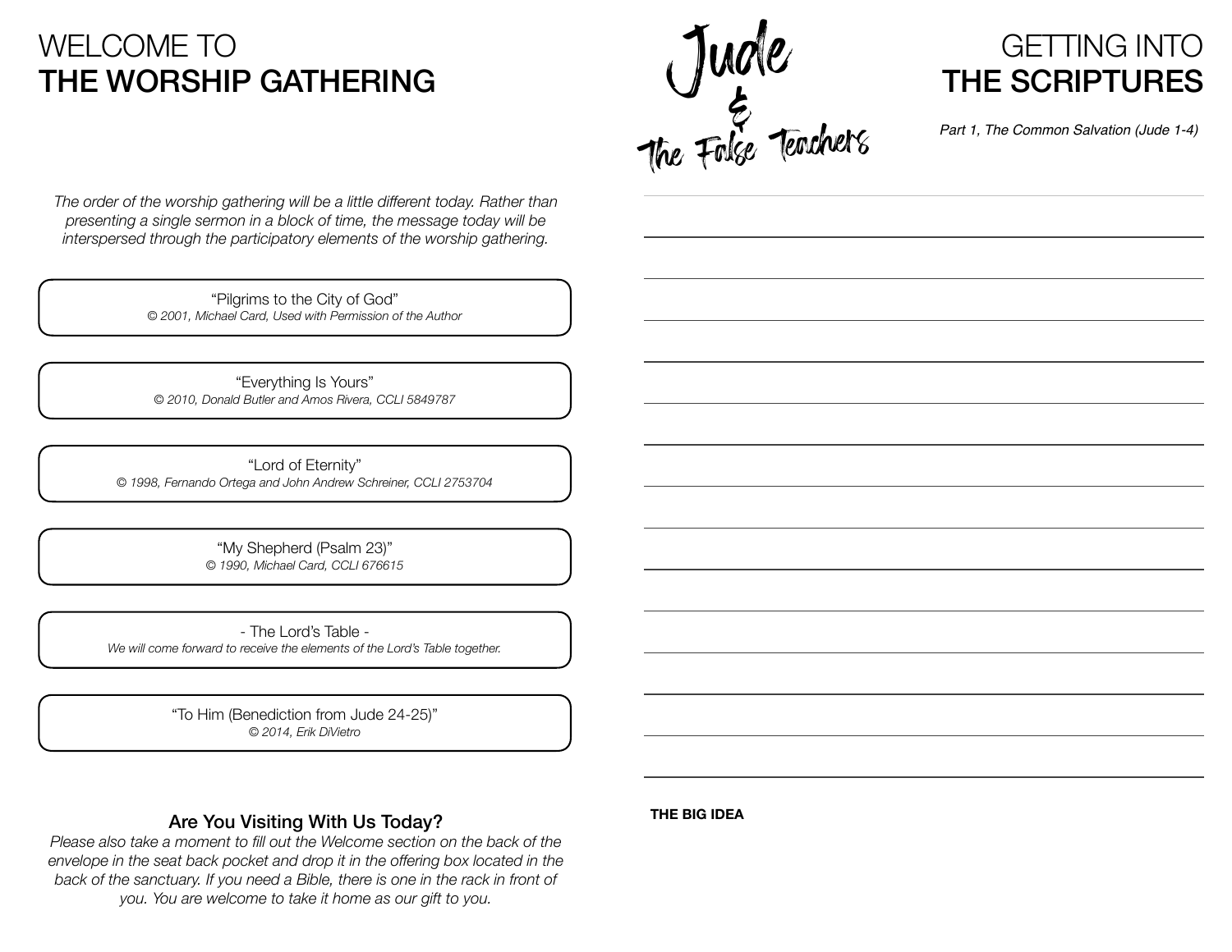# WELCOME TO **THE WORSHIP GATHERING**

*The order of the worship gathering will be a little different today. Rather than presenting a single sermon in a block of time, the message today will be interspersed through the participatory elements of the worship gathering.*

"Pilgrims to the City of God"
*© 2001, Michael Card, Used with Permission of the Author*

"Everything Is Yours"
*© 2010, Donald Butler and Amos Rivera, CCLI 5849787*

"Lord of Eternity"
*© 1998, Fernando Ortega and John Andrew Schreiner, CCLI 2753704*

"My Shepherd (Psalm 23)"
*© 1990, Michael Card, CCLI 676615*

\- The Lord's Table -
*We will come forward to receive the elements of the Lord's Table together.*

"To Him (Benediction from Jude 24-25)"
*© 2014, Erik DiVietro*

### Are You Visiting With Us Today?

*Please also take a moment to fill out the Welcome section on the back of the envelope in the seat back pocket and drop it in the offering box located in the back of the sanctuary. If you need a Bible, there is one in the rack in front of you. You are welcome to take it home as our gift to you.*

Jude & The False Teachers

# GETTING INTO **THE SCRIPTURES**

*Part 1, The Common Salvation (Jude 1-4)*

**THE BIG IDEA**